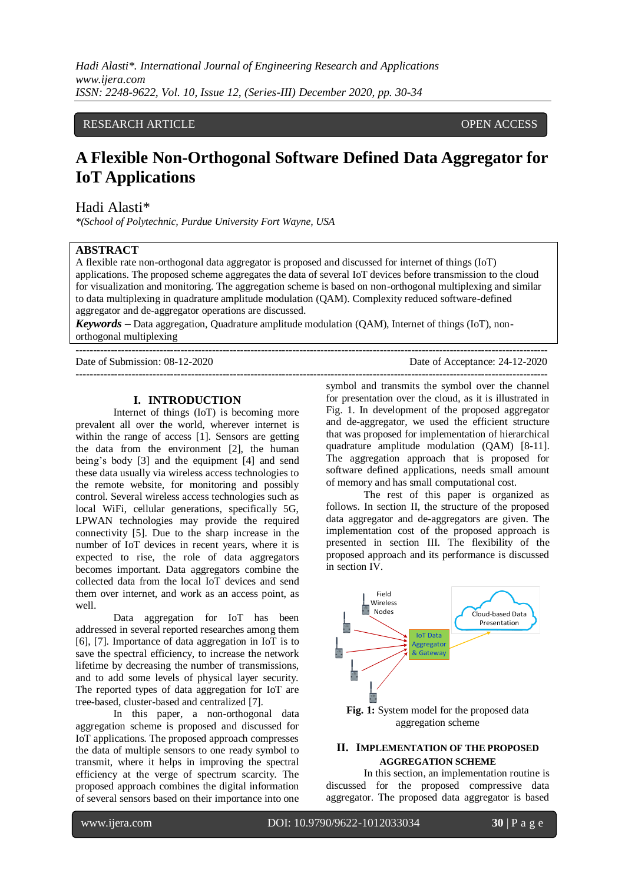RESEARCH ARTICLE OPEN ACCESS

# A Flexible Non-Orthogonal Software Defined Data Aggregator for IoT Applications

Hadi Alasti*

*(School of Polytechnic, Purdue University Fort Wayne, USA

## ABSTRACT

A flexible rate non-orthogonal data aggregator is proposed and discussed for internet of things (IoT) applications. The proposed scheme aggregates the data of several IoT devices before transmission to the cloud for visualization and monitoring. The aggregation scheme is based on non-orthogonal multiplexing and similar to data multiplexing in quadrature amplitude modulation (QAM). Complexity reduced software-defined aggregator and de-aggregator operations are discussed.

***Keywords*** **–** Data aggregation, Quadrature amplitude modulation (QAM), Internet of things (IoT), non-orthogonal multiplexing

Date of Submission: 08-12-2020 Date of Acceptance: 24-12-2020

## I. INTRODUCTION

Internet of things (IoT) is becoming more prevalent all over the world, wherever internet is within the range of access [1]. Sensors are getting the data from the environment [2], the human being's body [3] and the equipment [4] and send these data usually via wireless access technologies to the remote website, for monitoring and possibly control. Several wireless access technologies such as local WiFi, cellular generations, specifically 5G, LPWAN technologies may provide the required connectivity [5]. Due to the sharp increase in the number of IoT devices in recent years, where it is expected to rise, the role of data aggregators becomes important. Data aggregators combine the collected data from the local IoT devices and send them over internet, and work as an access point, as well.

Data aggregation for IoT has been addressed in several reported researches among them [6], [7]. Importance of data aggregation in IoT is to save the spectral efficiency, to increase the network lifetime by decreasing the number of transmissions, and to add some levels of physical layer security. The reported types of data aggregation for IoT are tree-based, cluster-based and centralized [7].

In this paper, a non-orthogonal data aggregation scheme is proposed and discussed for IoT applications. The proposed approach compresses the data of multiple sensors to one ready symbol to transmit, where it helps in improving the spectral efficiency at the verge of spectrum scarcity. The proposed approach combines the digital information of several sensors based on their importance into one symbol and transmits the symbol over the channel for presentation over the cloud, as it is illustrated in Fig. 1. In development of the proposed aggregator and de-aggregator, we used the efficient structure that was proposed for implementation of hierarchical quadrature amplitude modulation (QAM) [8-11]. The aggregation approach that is proposed for software defined applications, needs small amount of memory and has small computational cost.

The rest of this paper is organized as follows. In section II, the structure of the proposed data aggregator and de-aggregators are given. The implementation cost of the proposed approach is presented in section III. The flexibility of the proposed approach and its performance is discussed in section IV.

Field Wireless Nodes

IoT Data Aggregator & Gateway

Cloud-based Data Presentation

**Fig. 1:** System model for the proposed data aggregation scheme

## II. IMPLEMENTATION OF THE PROPOSED AGGREGATION SCHEME

In this section, an implementation routine is discussed for the proposed compressive data aggregator. The proposed data aggregator is based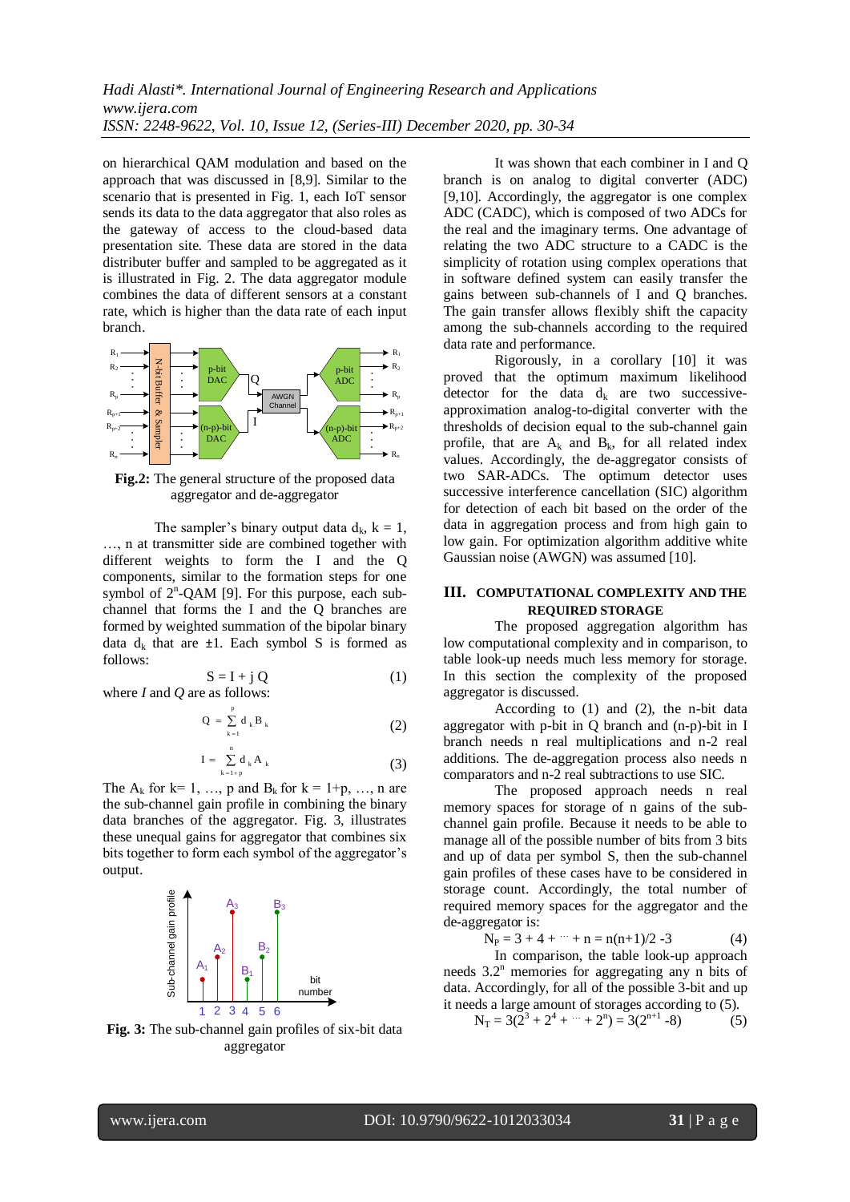on hierarchical QAM modulation and based on the approach that was discussed in [8,9]. Similar to the scenario that is presented in Fig. 1, each IoT sensor sends its data to the data aggregator that also roles as the gateway of access to the cloud-based data presentation site. These data are stored in the data distributer buffer and sampled to be aggregated as it is illustrated in Fig. 2. The data aggregator module combines the data of different sensors at a constant rate, which is higher than the data rate of each input branch.

**Fig.2:** The general structure of the proposed data aggregator and de-aggregator

The sampler's binary output data $d_k$, $k = 1, \ldots, n$ at transmitter side are combined together with different weights to form the I and the Q components, similar to the formation steps for one symbol of $2^n$-QAM [9]. For this purpose, each sub-channel that forms the I and the Q branches are formed by weighted summation of the bipolar binary data $d_k$ that are ±1. Each symbol S is formed as follows:

$$S = I + j\,Q \tag{1}$$

where *I* and *Q* are as follows:

$$Q = \sum_{k=1}^{p} d_k B_k \tag{2}$$

$$I = \sum_{k=1+p}^{n} d_k A_k \tag{3}$$

The $A_k$ for k= 1, …, p and $B_k$ for k = 1+p, …, n are the sub-channel gain profile in combining the binary data branches of the aggregator. Fig. 3, illustrates these unequal gains for aggregator that combines six bits together to form each symbol of the aggregator's output.

**Fig. 3:** The sub-channel gain profiles of six-bit data aggregator

It was shown that each combiner in I and Q branch is on analog to digital converter (ADC) [9,10]. Accordingly, the aggregator is one complex ADC (CADC), which is composed of two ADCs for the real and the imaginary terms. One advantage of relating the two ADC structure to a CADC is the simplicity of rotation using complex operations that in software defined system can easily transfer the gains between sub-channels of I and Q branches. The gain transfer allows flexibly shift the capacity among the sub-channels according to the required data rate and performance.

Rigorously, in a corollary [10] it was proved that the optimum maximum likelihood detector for the data $d_k$ are two successive-approximation analog-to-digital converter with the thresholds of decision equal to the sub-channel gain profile, that are $A_k$ and $B_k$, for all related index values. Accordingly, the de-aggregator consists of two SAR-ADCs. The optimum detector uses successive interference cancellation (SIC) algorithm for detection of each bit based on the order of the data in aggregation process and from high gain to low gain. For optimization algorithm additive white Gaussian noise (AWGN) was assumed [10].

## III. COMPUTATIONAL COMPLEXITY AND THE REQUIRED STORAGE

The proposed aggregation algorithm has low computational complexity and in comparison, to table look-up needs much less memory for storage. In this section the complexity of the proposed aggregator is discussed.

According to (1) and (2), the n-bit data aggregator with p-bit in Q branch and (n-p)-bit in I branch needs n real multiplications and n-2 real additions. The de-aggregation process also needs n comparators and n-2 real subtractions to use SIC.

The proposed approach needs n real memory spaces for storage of n gains of the sub-channel gain profile. Because it needs to be able to manage all of the possible number of bits from 3 bits and up of data per symbol S, then the sub-channel gain profiles of these cases have to be considered in storage count. Accordingly, the total number of required memory spaces for the aggregator and the de-aggregator is:

$$N_P = 3 + 4 + \cdots + n = n(n+1)/2 - 3 \tag{4}$$

In comparison, the table look-up approach needs $3.2^n$ memories for aggregating any n bits of data. Accordingly, for all of the possible 3-bit and up it needs a large amount of storages according to (5).

$$N_T = 3(2^3 + 2^4 + \cdots + 2^n) = 3(2^{n+1} - 8) \tag{5}$$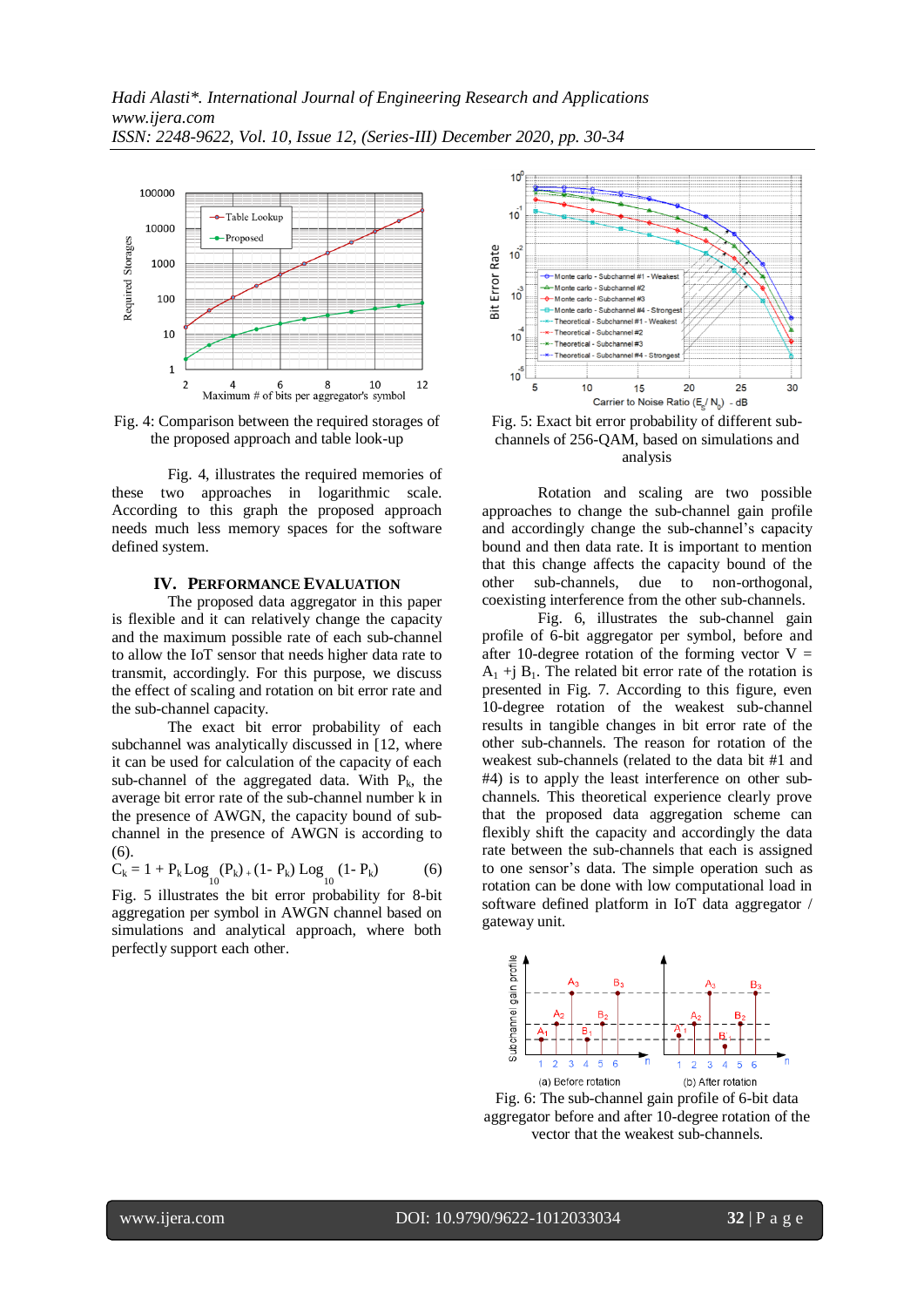Fig. 4: Comparison between the required storages of the proposed approach and table look-up

Fig. 4, illustrates the required memories of these two approaches in logarithmic scale. According to this graph the proposed approach needs much less memory spaces for the software defined system.

## IV. PERFORMANCE EVALUATION

The proposed data aggregator in this paper is flexible and it can relatively change the capacity and the maximum possible rate of each sub-channel to allow the IoT sensor that needs higher data rate to transmit, accordingly. For this purpose, we discuss the effect of scaling and rotation on bit error rate and the sub-channel capacity.

The exact bit error probability of each subchannel was analytically discussed in [12, where it can be used for calculation of the capacity of each sub-channel of the aggregated data. With $P_k$, the average bit error rate of the sub-channel number k in the presence of AWGN, the capacity bound of sub-channel in the presence of AWGN is according to (6).

$$C_k = 1 + P_k \mathrm{Log}_{10}(P_k) + (1- P_k) \mathrm{Log}_{10}(1- P_k) \quad (6)$$

Fig. 5 illustrates the bit error probability for 8-bit aggregation per symbol in AWGN channel based on simulations and analytical approach, where both perfectly support each other.

Fig. 5: Exact bit error probability of different sub-channels of 256-QAM, based on simulations and analysis

Rotation and scaling are two possible approaches to change the sub-channel gain profile and accordingly change the sub-channel's capacity bound and then data rate. It is important to mention that this change affects the capacity bound of the other sub-channels, due to non-orthogonal, coexisting interference from the other sub-channels.

Fig. 6, illustrates the sub-channel gain profile of 6-bit aggregator per symbol, before and after 10-degree rotation of the forming vector $V = A_1 + j B_1$. The related bit error rate of the rotation is presented in Fig. 7. According to this figure, even 10-degree rotation of the weakest sub-channel results in tangible changes in bit error rate of the other sub-channels. The reason for rotation of the weakest sub-channels (related to the data bit #1 and #4) is to apply the least interference on other sub-channels. This theoretical experience clearly prove that the proposed data aggregation scheme can flexibly shift the capacity and accordingly the data rate between the sub-channels that each is assigned to one sensor's data. The simple operation such as rotation can be done with low computational load in software defined platform in IoT data aggregator / gateway unit.

Fig. 6: The sub-channel gain profile of 6-bit data aggregator before and after 10-degree rotation of the vector that the weakest sub-channels.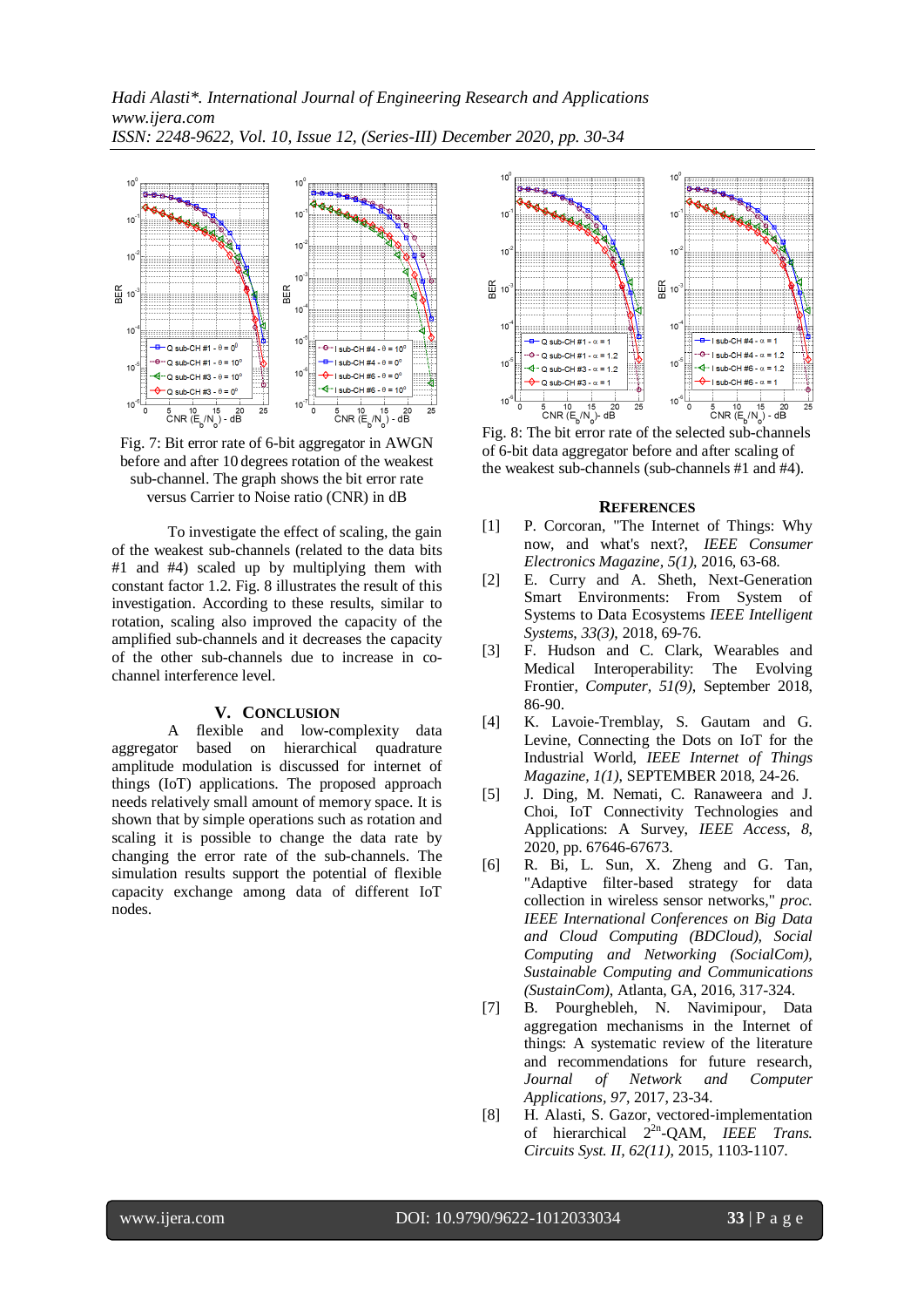Fig. 7: Bit error rate of 6-bit aggregator in AWGN before and after 10 degrees rotation of the weakest sub-channel. The graph shows the bit error rate versus Carrier to Noise ratio (CNR) in dB

To investigate the effect of scaling, the gain of the weakest sub-channels (related to the data bits #1 and #4) scaled up by multiplying them with constant factor 1.2. Fig. 8 illustrates the result of this investigation. According to these results, similar to rotation, scaling also improved the capacity of the amplified sub-channels and it decreases the capacity of the other sub-channels due to increase in co-channel interference level.

## V. Conclusion

A flexible and low-complexity data aggregator based on hierarchical quadrature amplitude modulation is discussed for internet of things (IoT) applications. The proposed approach needs relatively small amount of memory space. It is shown that by simple operations such as rotation and scaling it is possible to change the data rate by changing the error rate of the sub-channels. The simulation results support the potential of flexible capacity exchange among data of different IoT nodes.

Fig. 8: The bit error rate of the selected sub-channels of 6-bit data aggregator before and after scaling of the weakest sub-channels (sub-channels #1 and #4).

## References

[1] P. Corcoran, "The Internet of Things: Why now, and what's next?, *IEEE Consumer Electronics Magazine, 5(1)*, 2016, 63-68.

[2] E. Curry and A. Sheth, Next-Generation Smart Environments: From System of Systems to Data Ecosystems *IEEE Intelligent Systems, 33(3)*, 2018, 69-76.

[3] F. Hudson and C. Clark, Wearables and Medical Interoperability: The Evolving Frontier, *Computer, 51(9)*, September 2018, 86-90.

[4] K. Lavoie-Tremblay, S. Gautam and G. Levine, Connecting the Dots on IoT for the Industrial World, *IEEE Internet of Things Magazine, 1(1)*, SEPTEMBER 2018, 24-26.

[5] J. Ding, M. Nemati, C. Ranaweera and J. Choi, IoT Connectivity Technologies and Applications: A Survey, *IEEE Access*, *8*, 2020, pp. 67646-67673.

[6] R. Bi, L. Sun, X. Zheng and G. Tan, "Adaptive filter-based strategy for data collection in wireless sensor networks," *proc. IEEE International Conferences on Big Data and Cloud Computing (BDCloud), Social Computing and Networking (SocialCom), Sustainable Computing and Communications (SustainCom)*, Atlanta, GA, 2016, 317-324.

[7] B. Pourghebleh, N. Navimipour, Data aggregation mechanisms in the Internet of things: A systematic review of the literature and recommendations for future research, *Journal of Network and Computer Applications, 97*, 2017, 23-34.

[8] H. Alasti, S. Gazor, vectored-implementation of hierarchical $2^{2n}$-QAM, *IEEE Trans. Circuits Syst. II, 62(11)*, 2015, 1103-1107.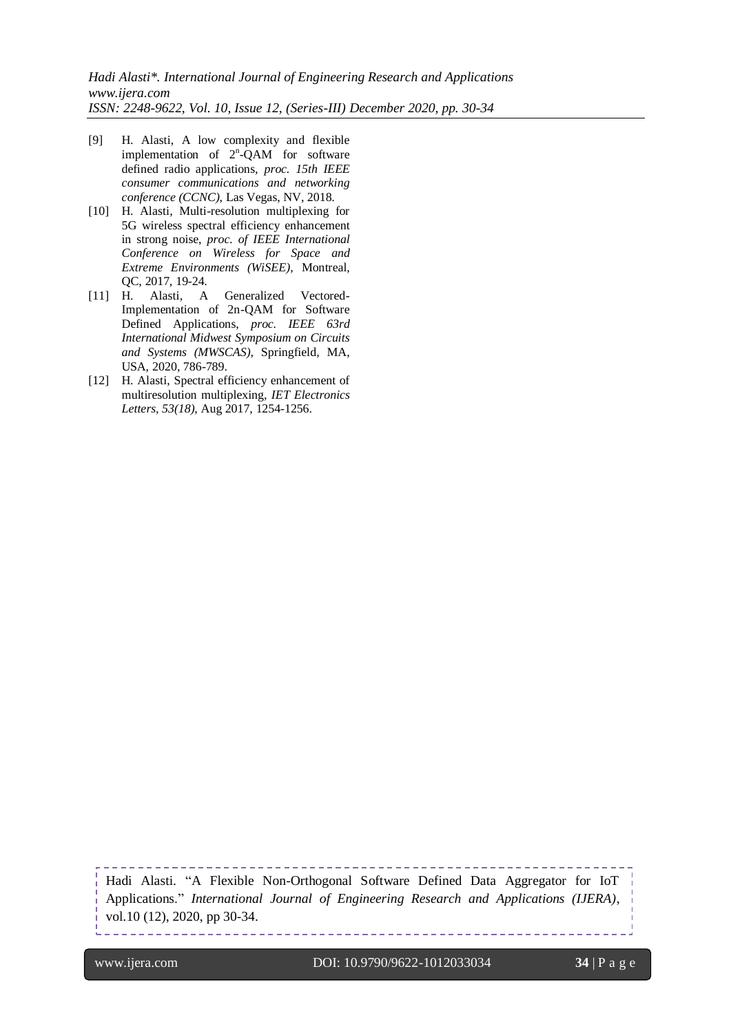[9] H. Alasti, A low complexity and flexible implementation of $2^n$-QAM for software defined radio applications, *proc. 15th IEEE consumer communications and networking conference (CCNC)*, Las Vegas, NV, 2018.

[10] H. Alasti, Multi-resolution multiplexing for 5G wireless spectral efficiency enhancement in strong noise, *proc. of IEEE International Conference on Wireless for Space and Extreme Environments (WiSEE)*, Montreal, QC, 2017, 19-24.

[11] H. Alasti, A Generalized Vectored-Implementation of 2n-QAM for Software Defined Applications, *proc. IEEE 63rd International Midwest Symposium on Circuits and Systems (MWSCAS)*, Springfield, MA, USA, 2020, 786-789.

[12] H. Alasti, Spectral efficiency enhancement of multiresolution multiplexing, *IET Electronics Letters, 53(18)*, Aug 2017, 1254-1256.

Hadi Alasti. "A Flexible Non-Orthogonal Software Defined Data Aggregator for IoT Applications." *International Journal of Engineering Research and Applications (IJERA)*, vol.10 (12), 2020, pp 30-34.